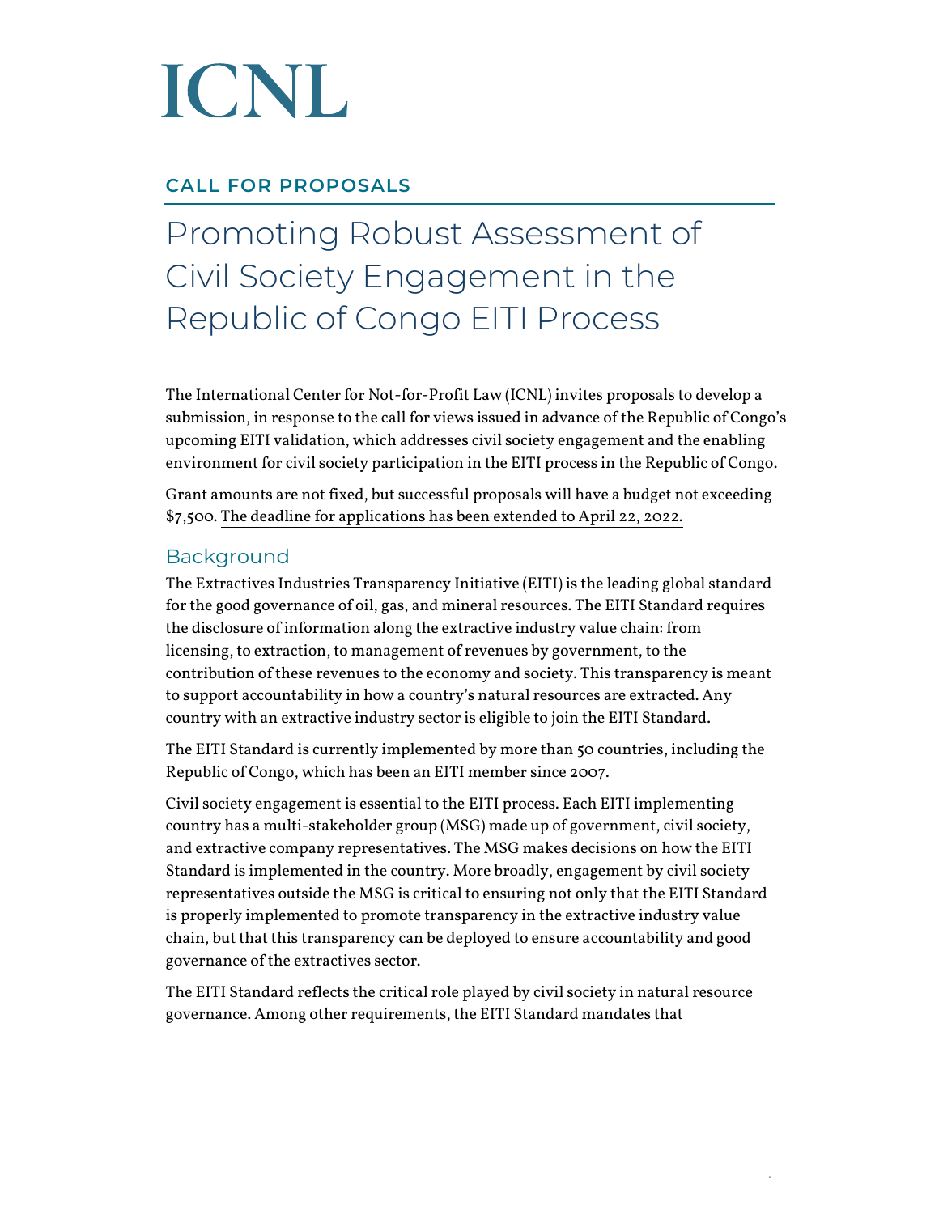# ICNL

## CALL FOR PROPOSALS

# Promoting Robust Assessment of Civil Society Engagement in the Republic of Congo EITI Process

The International Center for Not-for-Profit Law (ICNL) invites proposals to develop a submission, in response to the call for views issued in advance of the Republic of Congo's upcoming EITI validation, which addresses civil society engagement and the enabling environment for civil society participation in the EITI process in the Republic of Congo.

Grant amounts are not fixed, but successful proposals will have a budget not exceeding $7,500. The deadline for applications has been extended to April 22, 2022.

## Background

The Extractives Industries Transparency Initiative (EITI) is the leading global standard for the good governance of oil, gas, and mineral resources. The EITI Standard requires the disclosure of information along the extractive industry value chain: from licensing, to extraction, to management of revenues by government, to the contribution of these revenues to the economy and society. This transparency is meant to support accountability in how a country's natural resources are extracted. Any country with an extractive industry sector is eligible to join the EITI Standard.

The EITI Standard is currently implemented by more than 50 countries, including the Republic of Congo, which has been an EITI member since 2007.

Civil society engagement is essential to the EITI process. Each EITI implementing country has a multi-stakeholder group (MSG) made up of government, civil society, and extractive company representatives. The MSG makes decisions on how the EITI Standard is implemented in the country. More broadly, engagement by civil society representatives outside the MSG is critical to ensuring not only that the EITI Standard is properly implemented to promote transparency in the extractive industry value chain, but that this transparency can be deployed to ensure accountability and good governance of the extractives sector.

The EITI Standard reflects the critical role played by civil society in natural resource governance. Among other requirements, the EITI Standard mandates that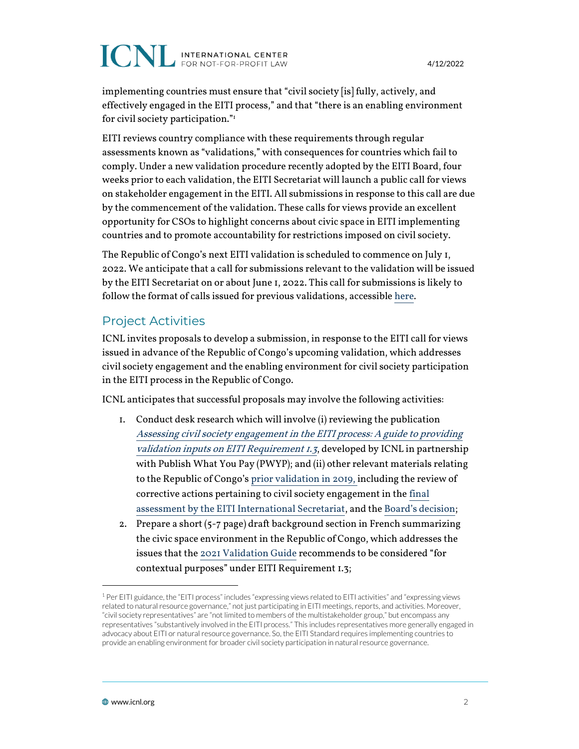implementing countries must ensure that "civil society [is] fully, actively, and effectively engaged in the EITI process," and that "there is an enabling environment for civil society participation."[1]

EITI reviews country compliance with these requirements through regular assessments known as "validations," with consequences for countries which fail to comply. Under a new validation procedure recently adopted by the EITI Board, four weeks prior to each validation, the EITI Secretariat will launch a public call for views on stakeholder engagement in the EITI. All submissions in response to this call are due by the commencement of the validation. These calls for views provide an excellent opportunity for CSOs to highlight concerns about civic space in EITI implementing countries and to promote accountability for restrictions imposed on civil society.

The Republic of Congo's next EITI validation is scheduled to commence on July 1, 2022. We anticipate that a call for submissions relevant to the validation will be issued by the EITI Secretariat on or about June 1, 2022. This call for submissions is likely to follow the format of calls issued for previous validations, accessible here.

## Project Activities

ICNL invites proposals to develop a submission, in response to the EITI call for views issued in advance of the Republic of Congo's upcoming validation, which addresses civil society engagement and the enabling environment for civil society participation in the EITI process in the Republic of Congo.

ICNL anticipates that successful proposals may involve the following activities:

1. Conduct desk research which will involve (i) reviewing the publication *Assessing civil society engagement in the EITI process: A guide to providing validation inputs on EITI Requirement 1.3*, developed by ICNL in partnership with Publish What You Pay (PWYP); and (ii) other relevant materials relating to the Republic of Congo's prior validation in 2019, including the review of corrective actions pertaining to civil society engagement in the final assessment by the EITI International Secretariat, and the Board's decision;
2. Prepare a short (5-7 page) draft background section in French summarizing the civic space environment in the Republic of Congo, which addresses the issues that the 2021 Validation Guide recommends to be considered "for contextual purposes" under EITI Requirement 1.3;

[1] Per EITI guidance, the "EITI process" includes "expressing views related to EITI activities" and "expressing views related to natural resource governance," not just participating in EITI meetings, reports, and activities. Moreover, "civil society representatives" are "not limited to members of the multistakeholder group," but encompass any representatives "substantively involved in the EITI process." This includes representatives more generally engaged in advocacy about EITI or natural resource governance. So, the EITI Standard requires implementing countries to provide an enabling environment for broader civil society participation in natural resource governance.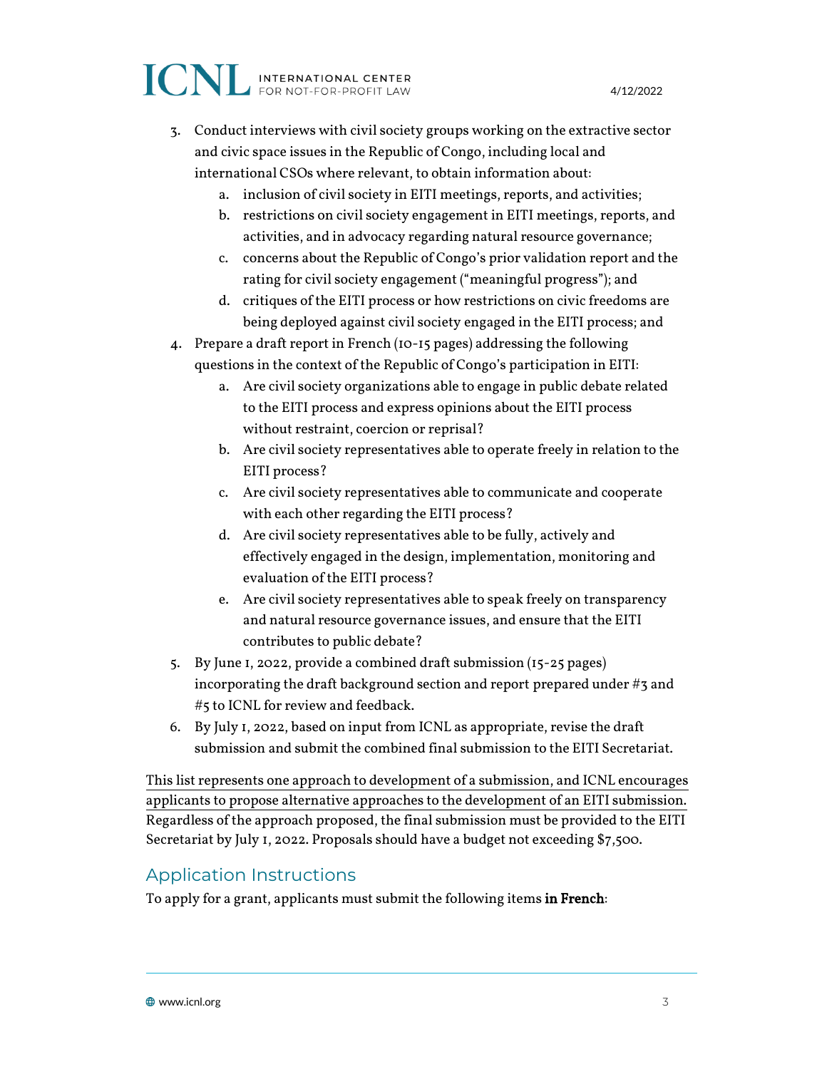3. Conduct interviews with civil society groups working on the extractive sector and civic space issues in the Republic of Congo, including local and international CSOs where relevant, to obtain information about:
    a. inclusion of civil society in EITI meetings, reports, and activities;
    b. restrictions on civil society engagement in EITI meetings, reports, and activities, and in advocacy regarding natural resource governance;
    c. concerns about the Republic of Congo's prior validation report and the rating for civil society engagement ("meaningful progress"); and
    d. critiques of the EITI process or how restrictions on civic freedoms are being deployed against civil society engaged in the EITI process; and
4. Prepare a draft report in French (10-15 pages) addressing the following questions in the context of the Republic of Congo's participation in EITI:
    a. Are civil society organizations able to engage in public debate related to the EITI process and express opinions about the EITI process without restraint, coercion or reprisal?
    b. Are civil society representatives able to operate freely in relation to the EITI process?
    c. Are civil society representatives able to communicate and cooperate with each other regarding the EITI process?
    d. Are civil society representatives able to be fully, actively and effectively engaged in the design, implementation, monitoring and evaluation of the EITI process?
    e. Are civil society representatives able to speak freely on transparency and natural resource governance issues, and ensure that the EITI contributes to public debate?
5. By June 1, 2022, provide a combined draft submission (15-25 pages) incorporating the draft background section and report prepared under #3 and #5 to ICNL for review and feedback.
6. By July 1, 2022, based on input from ICNL as appropriate, revise the draft submission and submit the combined final submission to the EITI Secretariat.

This list represents one approach to development of a submission, and ICNL encourages applicants to propose alternative approaches to the development of an EITI submission. Regardless of the approach proposed, the final submission must be provided to the EITI Secretariat by July 1, 2022. Proposals should have a budget not exceeding $7,500.

## Application Instructions

To apply for a grant, applicants must submit the following items **in French**: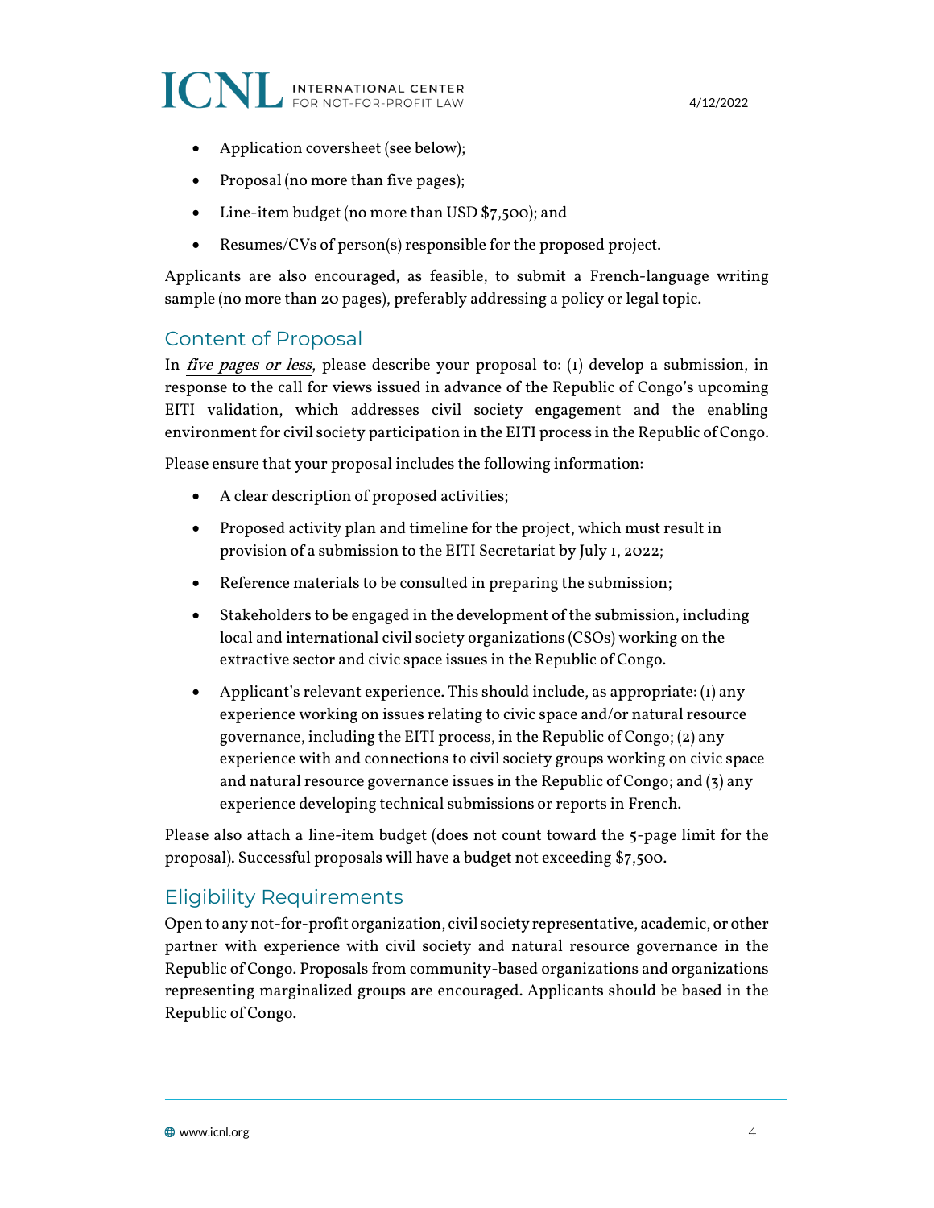- Application coversheet (see below);
- Proposal (no more than five pages);
- Line-item budget (no more than USD $7,500); and
- Resumes/CVs of person(s) responsible for the proposed project.

Applicants are also encouraged, as feasible, to submit a French-language writing sample (no more than 20 pages), preferably addressing a policy or legal topic.

## Content of Proposal

In *five pages or less*, please describe your proposal to: (1) develop a submission, in response to the call for views issued in advance of the Republic of Congo's upcoming EITI validation, which addresses civil society engagement and the enabling environment for civil society participation in the EITI process in the Republic of Congo.

Please ensure that your proposal includes the following information:

- A clear description of proposed activities;
- Proposed activity plan and timeline for the project, which must result in provision of a submission to the EITI Secretariat by July 1, 2022;
- Reference materials to be consulted in preparing the submission;
- Stakeholders to be engaged in the development of the submission, including local and international civil society organizations (CSOs) working on the extractive sector and civic space issues in the Republic of Congo.
- Applicant's relevant experience. This should include, as appropriate: (1) any experience working on issues relating to civic space and/or natural resource governance, including the EITI process, in the Republic of Congo; (2) any experience with and connections to civil society groups working on civic space and natural resource governance issues in the Republic of Congo; and (3) any experience developing technical submissions or reports in French.

Please also attach a line-item budget (does not count toward the 5-page limit for the proposal). Successful proposals will have a budget not exceeding $7,500.

## Eligibility Requirements

Open to any not-for-profit organization, civil society representative, academic, or other partner with experience with civil society and natural resource governance in the Republic of Congo. Proposals from community-based organizations and organizations representing marginalized groups are encouraged. Applicants should be based in the Republic of Congo.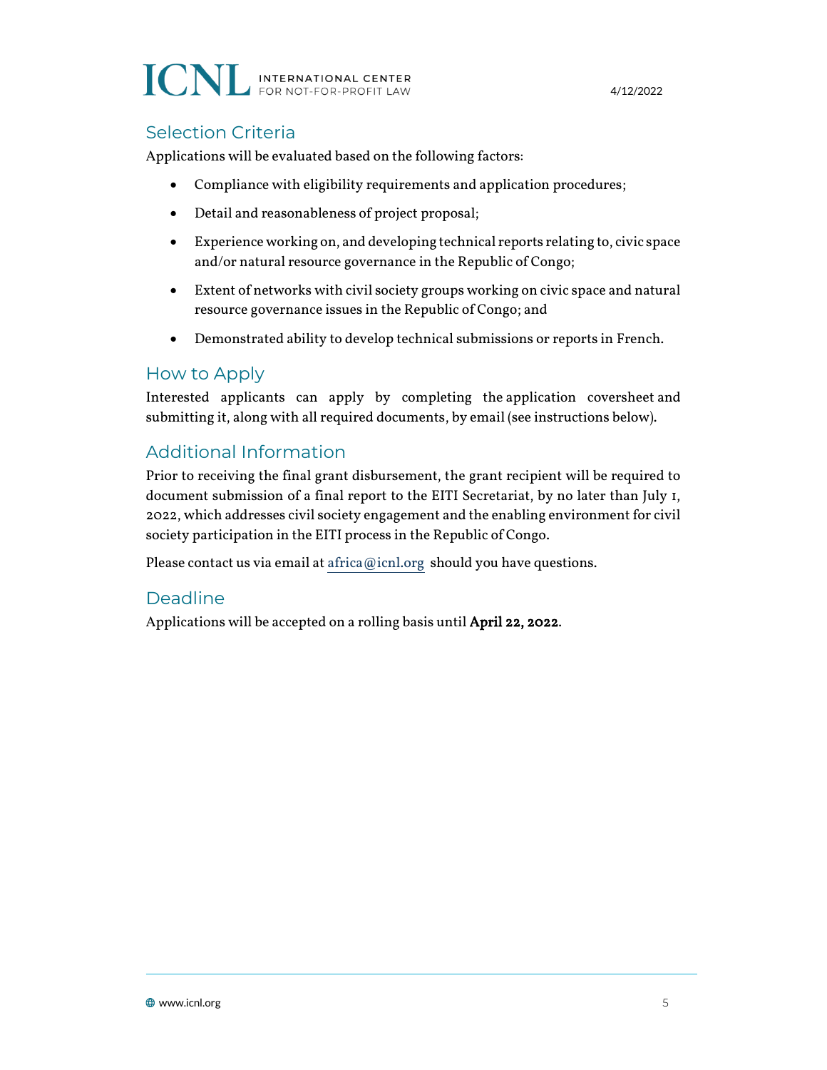## Selection Criteria

Applications will be evaluated based on the following factors:

- Compliance with eligibility requirements and application procedures;
- Detail and reasonableness of project proposal;
- Experience working on, and developing technical reports relating to, civic space and/or natural resource governance in the Republic of Congo;
- Extent of networks with civil society groups working on civic space and natural resource governance issues in the Republic of Congo; and
- Demonstrated ability to develop technical submissions or reports in French.

## How to Apply

Interested applicants can apply by completing the application coversheet and submitting it, along with all required documents, by email (see instructions below).

## Additional Information

Prior to receiving the final grant disbursement, the grant recipient will be required to document submission of a final report to the EITI Secretariat, by no later than July 1, 2022, which addresses civil society engagement and the enabling environment for civil society participation in the EITI process in the Republic of Congo.

Please contact us via email at africa@icnl.org should you have questions.

## Deadline

Applications will be accepted on a rolling basis until **April 22, 2022**.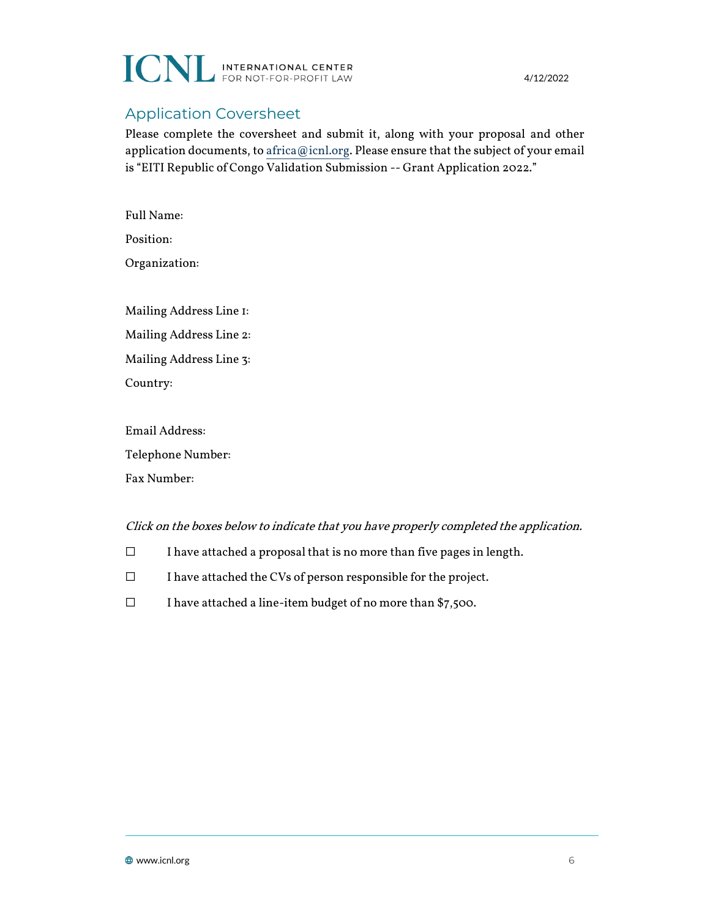## Application Coversheet

Please complete the coversheet and submit it, along with your proposal and other application documents, to africa@icnl.org. Please ensure that the subject of your email is "EITI Republic of Congo Validation Submission -- Grant Application 2022."

Full Name:

Position:

Organization:

Mailing Address Line 1:

Mailing Address Line 2:

Mailing Address Line 3:

Country:

Email Address:

Telephone Number:

Fax Number:

*Click on the boxes below to indicate that you have properly completed the application.*

☐ I have attached a proposal that is no more than five pages in length.

☐ I have attached the CVs of person responsible for the project.

☐ I have attached a line-item budget of no more than $7,500.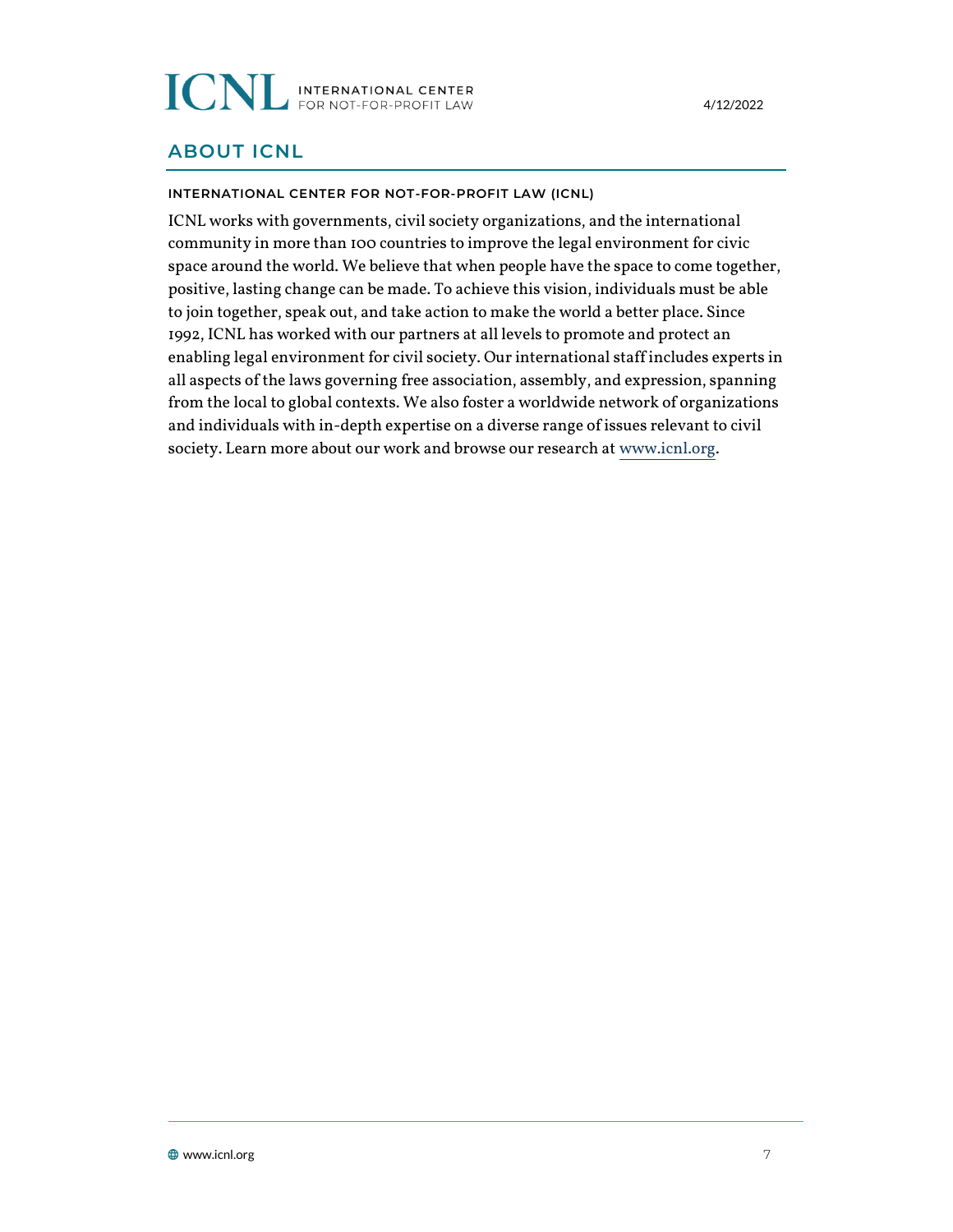## ABOUT ICNL

### INTERNATIONAL CENTER FOR NOT-FOR-PROFIT LAW (ICNL)

ICNL works with governments, civil society organizations, and the international community in more than 100 countries to improve the legal environment for civic space around the world. We believe that when people have the space to come together, positive, lasting change can be made. To achieve this vision, individuals must be able to join together, speak out, and take action to make the world a better place. Since 1992, ICNL has worked with our partners at all levels to promote and protect an enabling legal environment for civil society. Our international staff includes experts in all aspects of the laws governing free association, assembly, and expression, spanning from the local to global contexts. We also foster a worldwide network of organizations and individuals with in-depth expertise on a diverse range of issues relevant to civil society. Learn more about our work and browse our research at www.icnl.org.